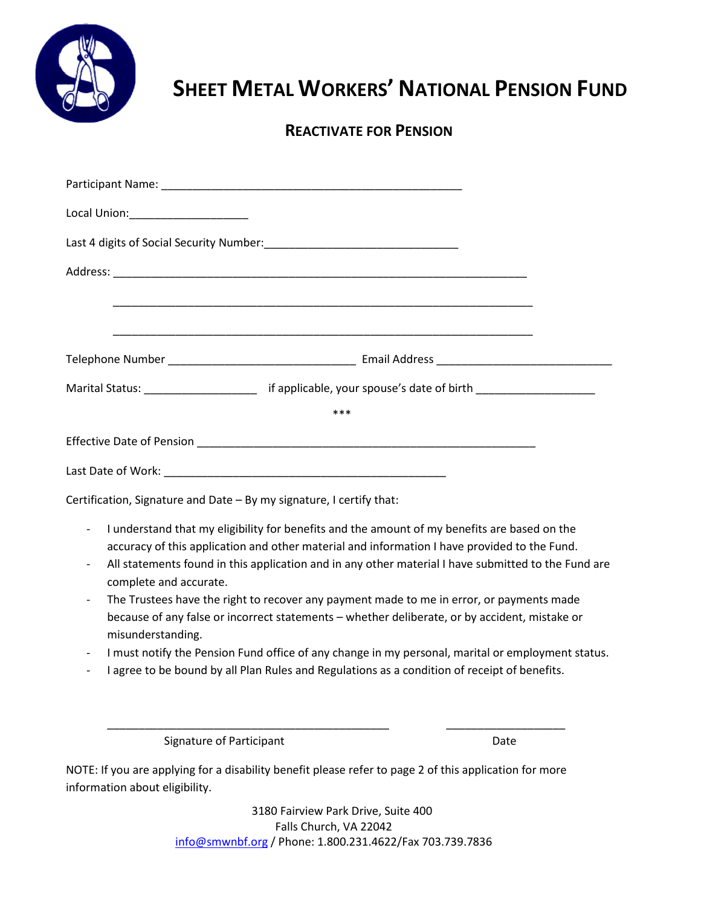# SHEET METAL WORKERS' NATIONAL PENSION FUND

## REACTIVATE FOR PENSION

Participant Name: ______________________________________________

Local Union: ____________________

Last 4 digits of Social Security Number: ______________________________

Address: _________________________________________________________________

_________________________________________________________________

_________________________________________________________________

Telephone Number ______________________________ Email Address ____________________________

Marital Status: __________________ if applicable, your spouse's date of birth ___________________

***

Effective Date of Pension _____________________________________________________

Last Date of Work: _____________________________________________

Certification, Signature and Date – By my signature, I certify that:

- I understand that my eligibility for benefits and the amount of my benefits are based on the accuracy of this application and other material and information I have provided to the Fund.
- All statements found in this application and in any other material I have submitted to the Fund are complete and accurate.
- The Trustees have the right to recover any payment made to me in error, or payments made because of any false or incorrect statements – whether deliberate, or by accident, mistake or misunderstanding.
- I must notify the Pension Fund office of any change in my personal, marital or employment status.
- I agree to be bound by all Plan Rules and Regulations as a condition of receipt of benefits.

_____________________________________________ ___________________

Signature of Participant Date

NOTE: If you are applying for a disability benefit please refer to page 2 of this application for more information about eligibility.

3180 Fairview Park Drive, Suite 400
Falls Church, VA 22042
info@smwnbf.org / Phone: 1.800.231.4622/Fax 703.739.7836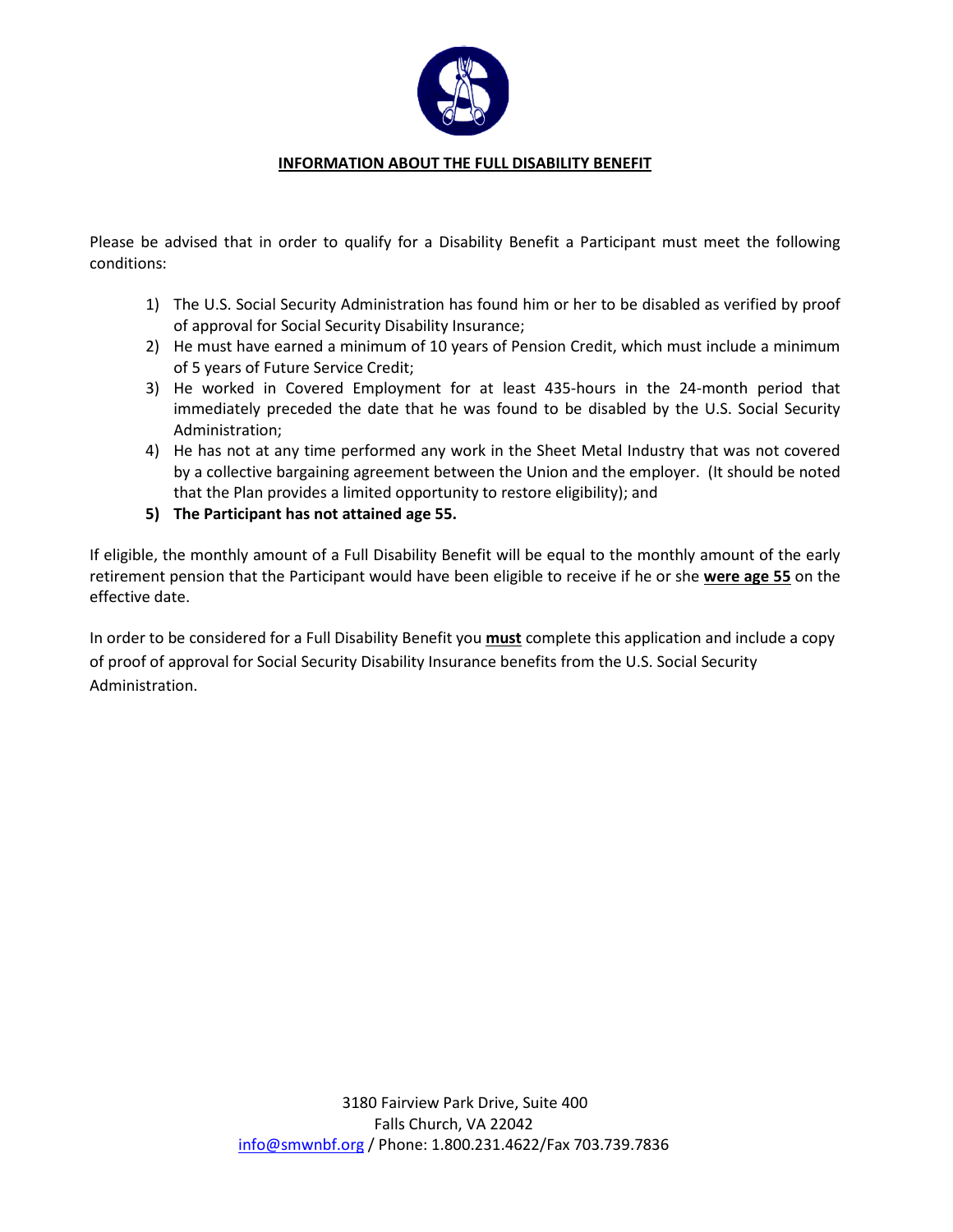**INFORMATION ABOUT THE FULL DISABILITY BENEFIT**

Please be advised that in order to qualify for a Disability Benefit a Participant must meet the following conditions:

1) The U.S. Social Security Administration has found him or her to be disabled as verified by proof of approval for Social Security Disability Insurance;
2) He must have earned a minimum of 10 years of Pension Credit, which must include a minimum of 5 years of Future Service Credit;
3) He worked in Covered Employment for at least 435-hours in the 24-month period that immediately preceded the date that he was found to be disabled by the U.S. Social Security Administration;
4) He has not at any time performed any work in the Sheet Metal Industry that was not covered by a collective bargaining agreement between the Union and the employer. (It should be noted that the Plan provides a limited opportunity to restore eligibility); and
5) **The Participant has not attained age 55.**

If eligible, the monthly amount of a Full Disability Benefit will be equal to the monthly amount of the early retirement pension that the Participant would have been eligible to receive if he or she <u>**were age 55**</u> on the effective date.

In order to be considered for a Full Disability Benefit you <u>**must**</u> complete this application and include a copy of proof of approval for Social Security Disability Insurance benefits from the U.S. Social Security Administration.

3180 Fairview Park Drive, Suite 400
Falls Church, VA 22042
info@smwnbf.org / Phone: 1.800.231.4622/Fax 703.739.7836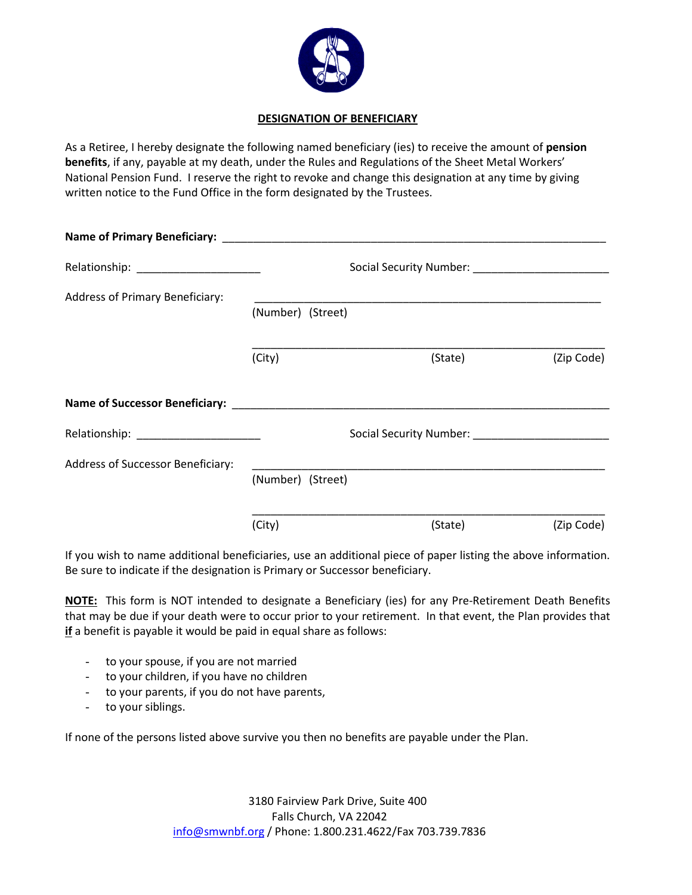**DESIGNATION OF BENEFICIARY**

As a Retiree, I hereby designate the following named beneficiary (ies) to receive the amount of **pension benefits**, if any, payable at my death, under the Rules and Regulations of the Sheet Metal Workers' National Pension Fund. I reserve the right to revoke and change this designation at any time by giving written notice to the Fund Office in the form designated by the Trustees.

**Name of Primary Beneficiary:** ______________________________________________________________

Relationship: ____________________ Social Security Number: ______________________

Address of Primary Beneficiary: ________________________________________________________
(Number) (Street)

________________________________________________________
(City) (State) (Zip Code)

**Name of Successor Beneficiary:** ______________________________________________________________

Relationship: ____________________ Social Security Number: ______________________

Address of Successor Beneficiary: ________________________________________________________
(Number) (Street)

________________________________________________________
(City) (State) (Zip Code)

If you wish to name additional beneficiaries, use an additional piece of paper listing the above information. Be sure to indicate if the designation is Primary or Successor beneficiary.

**NOTE:** This form is NOT intended to designate a Beneficiary (ies) for any Pre-Retirement Death Benefits that may be due if your death were to occur prior to your retirement. In that event, the Plan provides that **if** a benefit is payable it would be paid in equal share as follows:

- to your spouse, if you are not married
- to your children, if you have no children
- to your parents, if you do not have parents,
- to your siblings.

If none of the persons listed above survive you then no benefits are payable under the Plan.

3180 Fairview Park Drive, Suite 400
Falls Church, VA 22042
info@smwnbf.org / Phone: 1.800.231.4622/Fax 703.739.7836